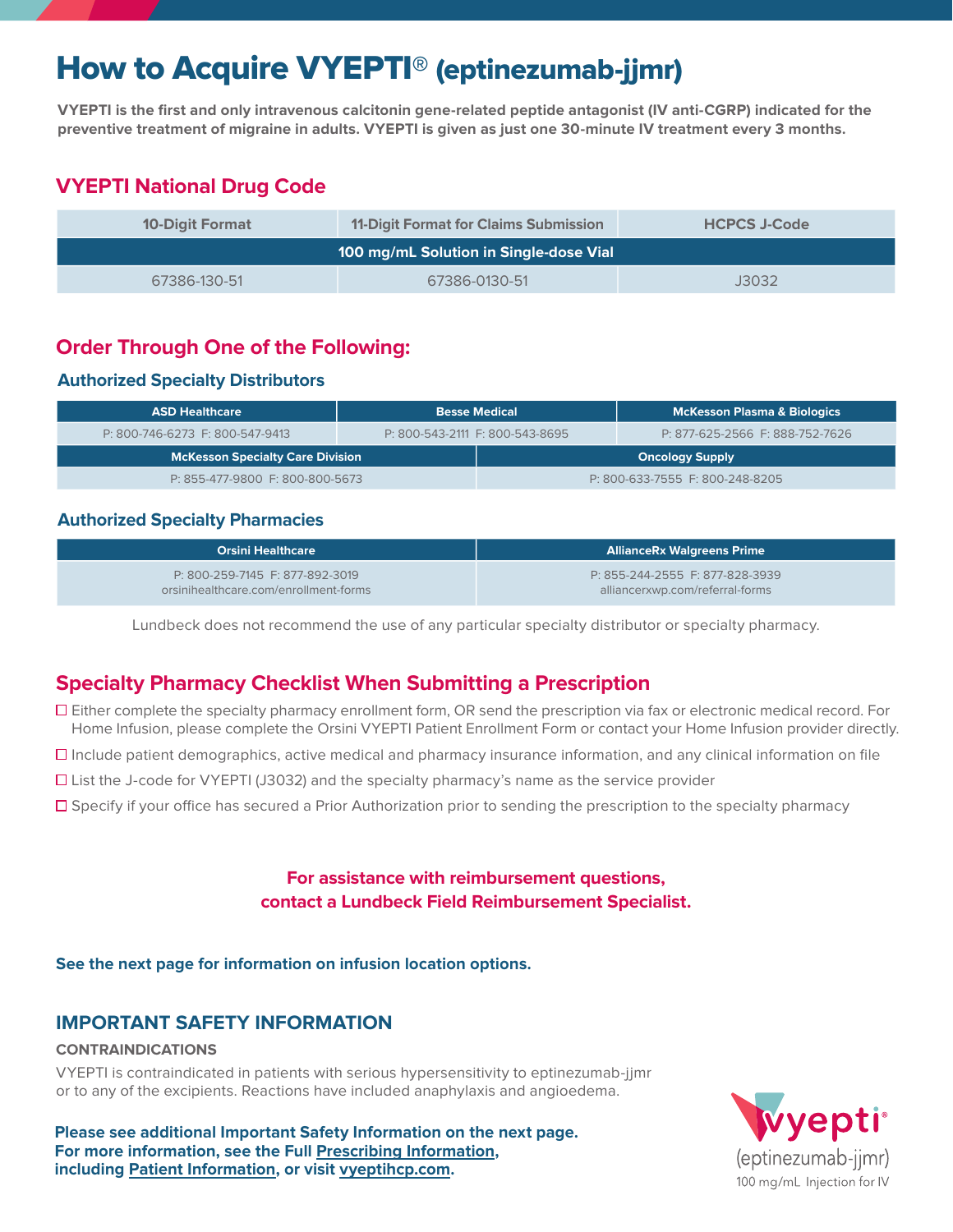# How to Acquire VYEPTI® (eptinezumab-jjmr)

**VYEPTI is the first and only intravenous calcitonin gene-related peptide antagonist (IV anti-CGRP) indicated for the preventive treatment of migraine in adults. VYEPTI is given as just one 30-minute IV treatment every 3 months.**

## VYEPTI National Drug Code

| 10-Digit Format | 11-Digit Format for Claims Submission | HCPCS J-Code |
|---|---|---|
| **100 mg/mL Solution in Single-dose Vial** | | |
| 67386-130-51 | 67386-0130-51 | J3032 |

## Order Through One of the Following:

### Authorized Specialty Distributors

| ASD Healthcare | Besse Medical | McKesson Plasma & Biologics |
|---|---|---|
| P: 800-746-6273 F: 800-547-9413 | P: 800-543-2111 F: 800-543-8695 | P: 877-625-2566 F: 888-752-7626 |

| McKesson Specialty Care Division | Oncology Supply |
|---|---|
| P: 855-477-9800 F: 800-800-5673 | P: 800-633-7555 F: 800-248-8205 |

### Authorized Specialty Pharmacies

| Orsini Healthcare | AllianceRx Walgreens Prime |
|---|---|
| P: 800-259-7145 F: 877-892-3019<br>orsinihealthcare.com/enrollment-forms | P: 855-244-2555 F: 877-828-3939<br>alliancerxwp.com/referral-forms |

Lundbeck does not recommend the use of any particular specialty distributor or specialty pharmacy.

## Specialty Pharmacy Checklist When Submitting a Prescription

- ☐ Either complete the specialty pharmacy enrollment form, OR send the prescription via fax or electronic medical record. For Home Infusion, please complete the Orsini VYEPTI Patient Enrollment Form or contact your Home Infusion provider directly.
- ☐ Include patient demographics, active medical and pharmacy insurance information, and any clinical information on file
- ☐ List the J-code for VYEPTI (J3032) and the specialty pharmacy's name as the service provider
- ☐ Specify if your office has secured a Prior Authorization prior to sending the prescription to the specialty pharmacy

**For assistance with reimbursement questions, contact a Lundbeck Field Reimbursement Specialist.**

**See the next page for information on infusion location options.**

## IMPORTANT SAFETY INFORMATION

**CONTRAINDICATIONS**

VYEPTI is contraindicated in patients with serious hypersensitivity to eptinezumab-jjmr or to any of the excipients. Reactions have included anaphylaxis and angioedema.

**Please see additional Important Safety Information on the next page. For more information, see the Full Prescribing Information, including Patient Information, or visit vyeptihcp.com.**

vyepti® (eptinezumab-jjmr) 100 mg/mL Injection for IV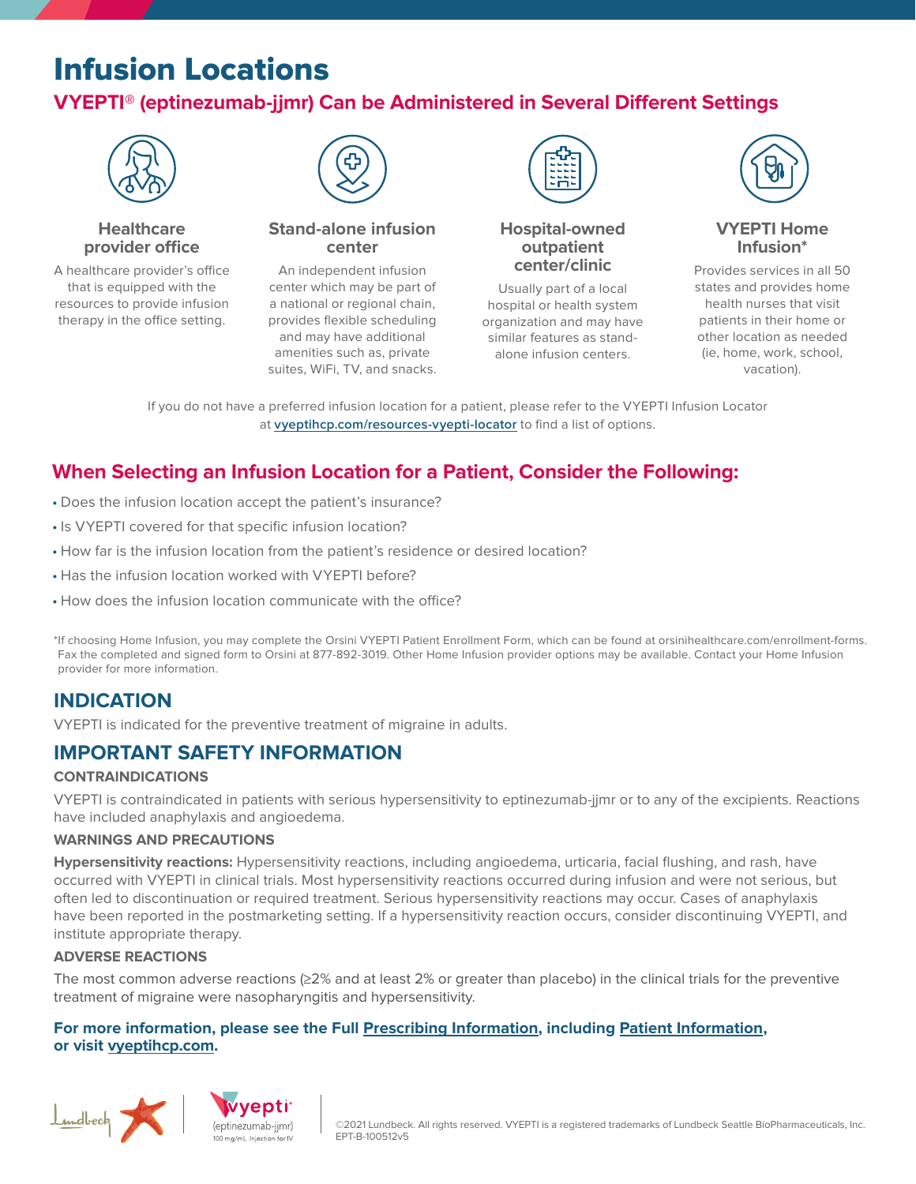# Infusion Locations

## VYEPTI® (eptinezumab-jjmr) Can be Administered in Several Different Settings

### Healthcare provider office

A healthcare provider's office that is equipped with the resources to provide infusion therapy in the office setting.

### Stand-alone infusion center

An independent infusion center which may be part of a national or regional chain, provides flexible scheduling and may have additional amenities such as, private suites, WiFi, TV, and snacks.

### Hospital-owned outpatient center/clinic

Usually part of a local hospital or health system organization and may have similar features as stand-alone infusion centers.

### VYEPTI Home Infusion*

Provides services in all 50 states and provides home health nurses that visit patients in their home or other location as needed (ie, home, work, school, vacation).

If you do not have a preferred infusion location for a patient, please refer to the VYEPTI Infusion Locator at vyeptihcp.com/resources-vyepti-locator to find a list of options.

## When Selecting an Infusion Location for a Patient, Consider the Following:

- Does the infusion location accept the patient's insurance?
- Is VYEPTI covered for that specific infusion location?
- How far is the infusion location from the patient's residence or desired location?
- Has the infusion location worked with VYEPTI before?
- How does the infusion location communicate with the office?

*If choosing Home Infusion, you may complete the Orsini VYEPTI Patient Enrollment Form, which can be found at orsinihealthcare.com/enrollment-forms. Fax the completed and signed form to Orsini at 877-892-3019. Other Home Infusion provider options may be available. Contact your Home Infusion provider for more information.

## INDICATION

VYEPTI is indicated for the preventive treatment of migraine in adults.

## IMPORTANT SAFETY INFORMATION

### CONTRAINDICATIONS

VYEPTI is contraindicated in patients with serious hypersensitivity to eptinezumab-jjmr or to any of the excipients. Reactions have included anaphylaxis and angioedema.

### WARNINGS AND PRECAUTIONS

**Hypersensitivity reactions:** Hypersensitivity reactions, including angioedema, urticaria, facial flushing, and rash, have occurred with VYEPTI in clinical trials. Most hypersensitivity reactions occurred during infusion and were not serious, but often led to discontinuation or required treatment. Serious hypersensitivity reactions may occur. Cases of anaphylaxis have been reported in the postmarketing setting. If a hypersensitivity reaction occurs, consider discontinuing VYEPTI, and institute appropriate therapy.

### ADVERSE REACTIONS

The most common adverse reactions (≥2% and at least 2% or greater than placebo) in the clinical trials for the preventive treatment of migraine were nasopharyngitis and hypersensitivity.

**For more information, please see the Full Prescribing Information, including Patient Information, or visit vyeptihcp.com.**

Lundbeck

vyepti® (eptinezumab-jjmr) 100 mg/mL Injection for IV

©2021 Lundbeck. All rights reserved. VYEPTI is a registered trademarks of Lundbeck Seattle BioPharmaceuticals, Inc.
EPT-B-100512v5